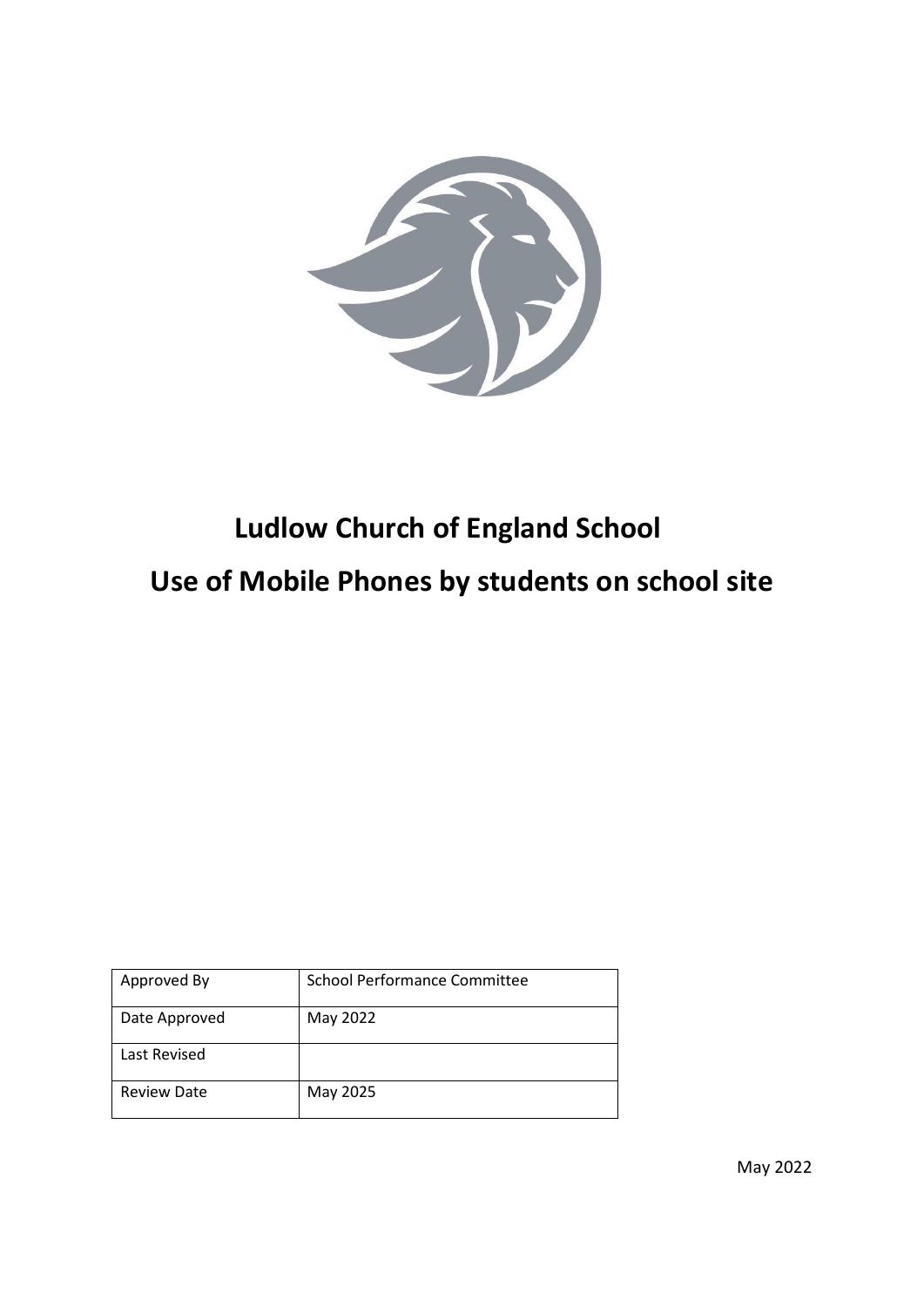# Ludlow Church of England School

# Use of Mobile Phones by students on school site

| Approved By | School Performance Committee |
| --- | --- |
| Date Approved | May 2022 |
| Last Revised | |
| Review Date | May 2025 |

May 2022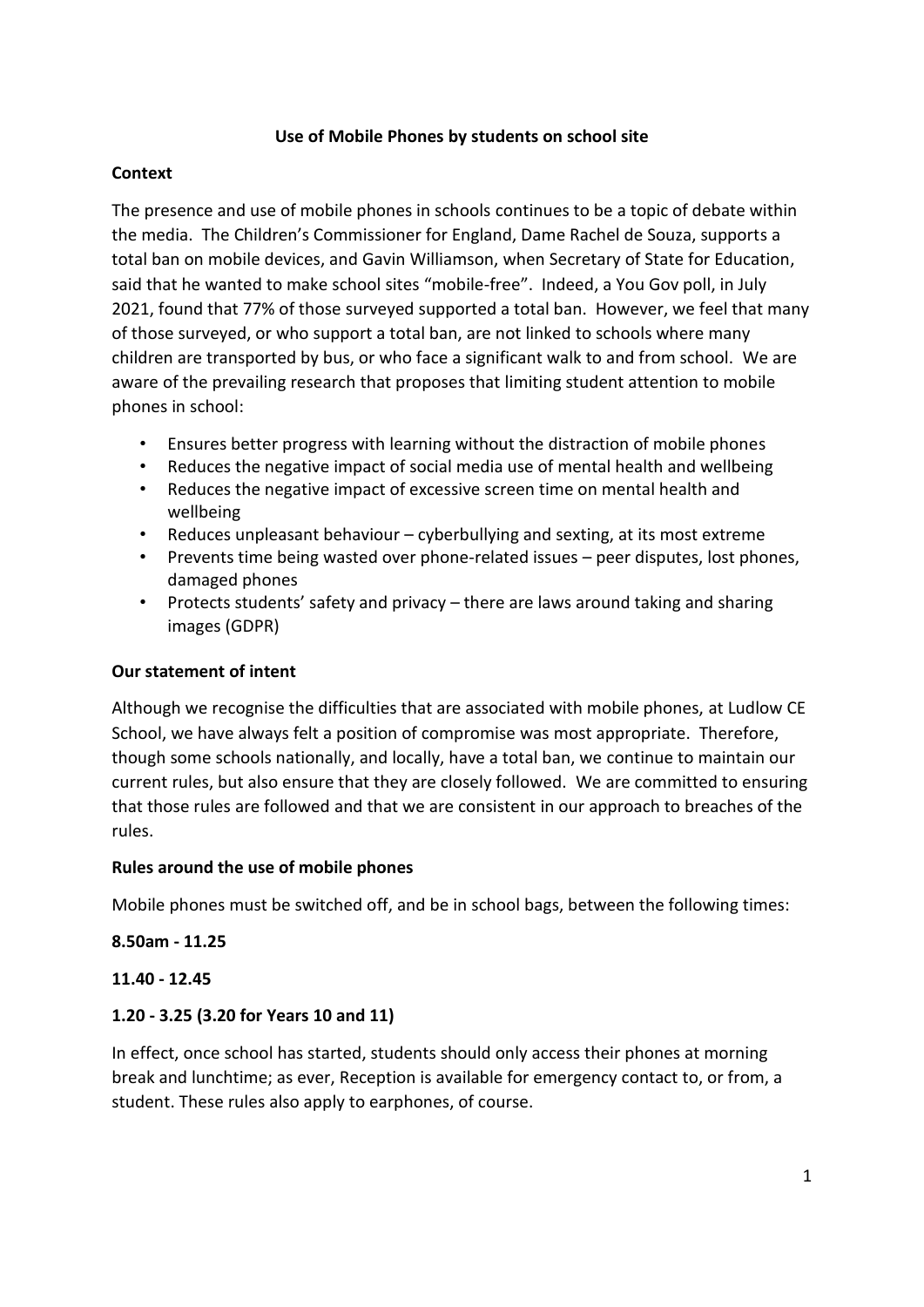## Use of Mobile Phones by students on school site

### Context

The presence and use of mobile phones in schools continues to be a topic of debate within the media. The Children's Commissioner for England, Dame Rachel de Souza, supports a total ban on mobile devices, and Gavin Williamson, when Secretary of State for Education, said that he wanted to make school sites "mobile-free". Indeed, a You Gov poll, in July 2021, found that 77% of those surveyed supported a total ban. However, we feel that many of those surveyed, or who support a total ban, are not linked to schools where many children are transported by bus, or who face a significant walk to and from school. We are aware of the prevailing research that proposes that limiting student attention to mobile phones in school:

- Ensures better progress with learning without the distraction of mobile phones
- Reduces the negative impact of social media use of mental health and wellbeing
- Reduces the negative impact of excessive screen time on mental health and wellbeing
- Reduces unpleasant behaviour – cyberbullying and sexting, at its most extreme
- Prevents time being wasted over phone-related issues – peer disputes, lost phones, damaged phones
- Protects students' safety and privacy – there are laws around taking and sharing images (GDPR)

### Our statement of intent

Although we recognise the difficulties that are associated with mobile phones, at Ludlow CE School, we have always felt a position of compromise was most appropriate. Therefore, though some schools nationally, and locally, have a total ban, we continue to maintain our current rules, but also ensure that they are closely followed. We are committed to ensuring that those rules are followed and that we are consistent in our approach to breaches of the rules.

### Rules around the use of mobile phones

Mobile phones must be switched off, and be in school bags, between the following times:

**8.50am - 11.25**

**11.40 - 12.45**

**1.20 - 3.25 (3.20 for Years 10 and 11)**

In effect, once school has started, students should only access their phones at morning break and lunchtime; as ever, Reception is available for emergency contact to, or from, a student. These rules also apply to earphones, of course.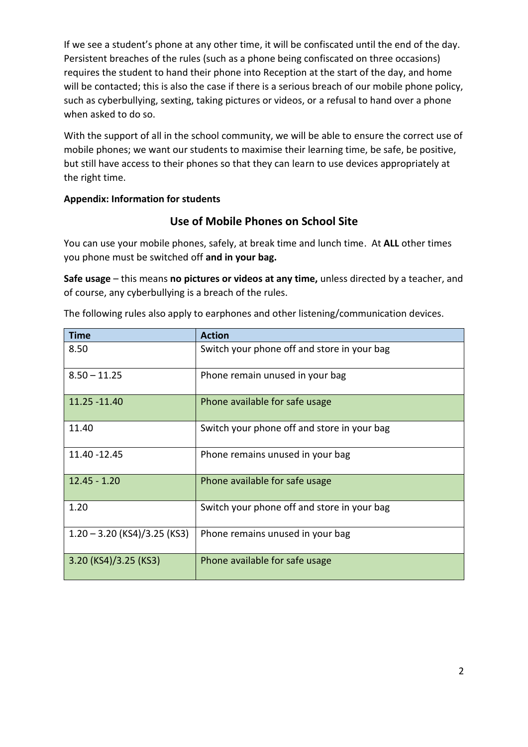If we see a student's phone at any other time, it will be confiscated until the end of the day. Persistent breaches of the rules (such as a phone being confiscated on three occasions) requires the student to hand their phone into Reception at the start of the day, and home will be contacted; this is also the case if there is a serious breach of our mobile phone policy, such as cyberbullying, sexting, taking pictures or videos, or a refusal to hand over a phone when asked to do so.

With the support of all in the school community, we will be able to ensure the correct use of mobile phones; we want our students to maximise their learning time, be safe, be positive, but still have access to their phones so that they can learn to use devices appropriately at the right time.

**Appendix: Information for students**

## Use of Mobile Phones on School Site

You can use your mobile phones, safely, at break time and lunch time. At **ALL** other times you phone must be switched off **and in your bag.**

**Safe usage** – this means **no pictures or videos at any time,** unless directed by a teacher, and of course, any cyberbullying is a breach of the rules.

The following rules also apply to earphones and other listening/communication devices.

| Time | Action |
|---|---|
| 8.50 | Switch your phone off and store in your bag |
| 8.50 – 11.25 | Phone remain unused in your bag |
| 11.25 -11.40 | Phone available for safe usage |
| 11.40 | Switch your phone off and store in your bag |
| 11.40 -12.45 | Phone remains unused in your bag |
| 12.45 - 1.20 | Phone available for safe usage |
| 1.20 | Switch your phone off and store in your bag |
| 1.20 – 3.20 (KS4)/3.25 (KS3) | Phone remains unused in your bag |
| 3.20 (KS4)/3.25 (KS3) | Phone available for safe usage |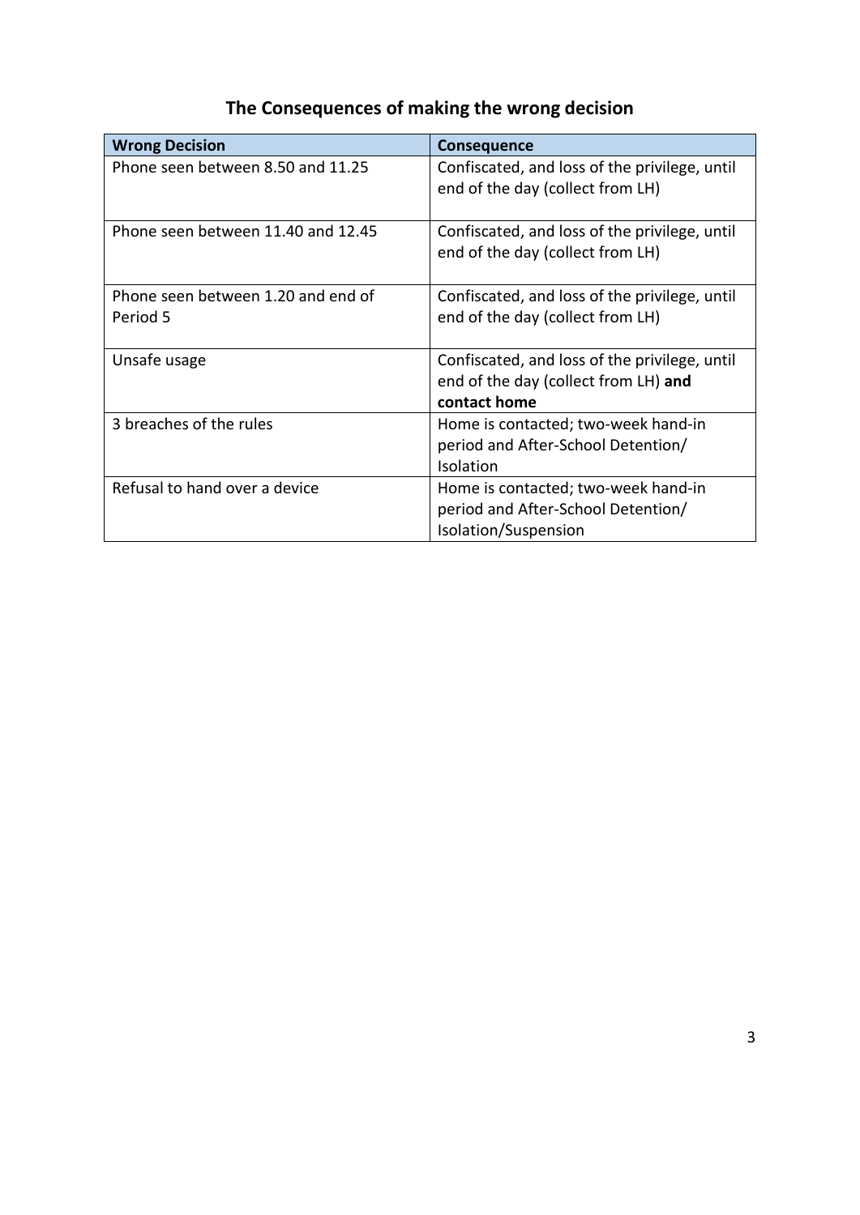## The Consequences of making the wrong decision

| Wrong Decision | Consequence |
| --- | --- |
| Phone seen between 8.50 and 11.25 | Confiscated, and loss of the privilege, until end of the day (collect from LH) |
| Phone seen between 11.40 and 12.45 | Confiscated, and loss of the privilege, until end of the day (collect from LH) |
| Phone seen between 1.20 and end of Period 5 | Confiscated, and loss of the privilege, until end of the day (collect from LH) |
| Unsafe usage | Confiscated, and loss of the privilege, until end of the day (collect from LH) **and contact home** |
| 3 breaches of the rules | Home is contacted; two-week hand-in period and After-School Detention/ Isolation |
| Refusal to hand over a device | Home is contacted; two-week hand-in period and After-School Detention/ Isolation/Suspension |